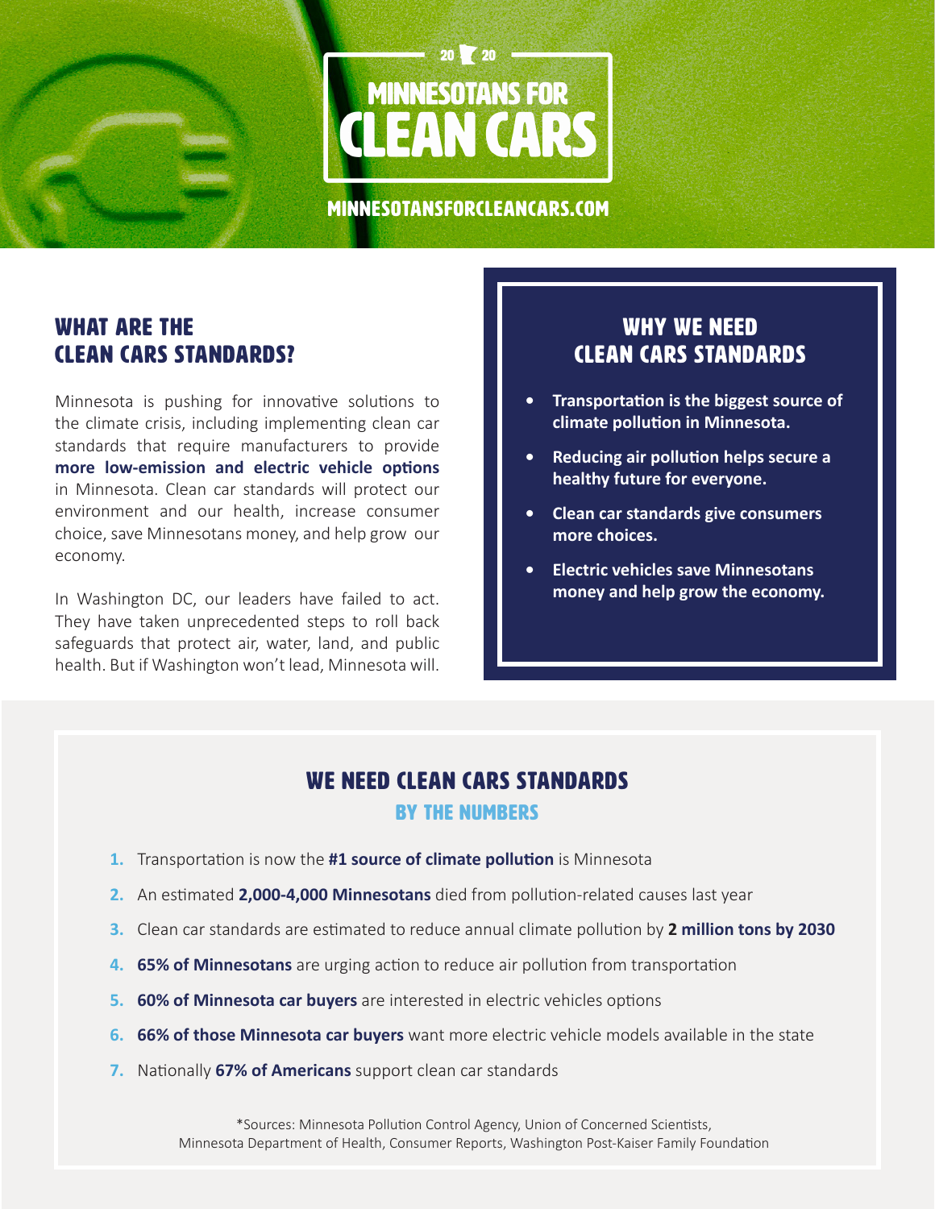2020

# MINNESOTANS FOR CLEAN CARS

MINNESOTANSFORCLEANCARS.COM

## WHAT ARE THE CLEAN CARS STANDARDS?

Minnesota is pushing for innovative solutions to the climate crisis, including implementing clean car standards that require manufacturers to provide **more low-emission and electric vehicle options** in Minnesota. Clean car standards will protect our environment and our health, increase consumer choice, save Minnesotans money, and help grow our economy.

In Washington DC, our leaders have failed to act. They have taken unprecedented steps to roll back safeguards that protect air, water, land, and public health. But if Washington won't lead, Minnesota will.

## WHY WE NEED CLEAN CARS STANDARDS

- **Transportation is the biggest source of climate pollution in Minnesota.**
- **Reducing air pollution helps secure a healthy future for everyone.**
- **Clean car standards give consumers more choices.**
- **Electric vehicles save Minnesotans money and help grow the economy.**

## WE NEED CLEAN CARS STANDARDS

### BY THE NUMBERS

1. Transportation is now the **#1 source of climate pollution** is Minnesota
2. An estimated **2,000-4,000 Minnesotans** died from pollution-related causes last year
3. Clean car standards are estimated to reduce annual climate pollution by **2 million tons by 2030**
4. **65% of Minnesotans** are urging action to reduce air pollution from transportation
5. **60% of Minnesota car buyers** are interested in electric vehicles options
6. **66% of those Minnesota car buyers** want more electric vehicle models available in the state
7. Nationally **67% of Americans** support clean car standards

*Sources: Minnesota Pollution Control Agency, Union of Concerned Scientists, Minnesota Department of Health, Consumer Reports, Washington Post-Kaiser Family Foundation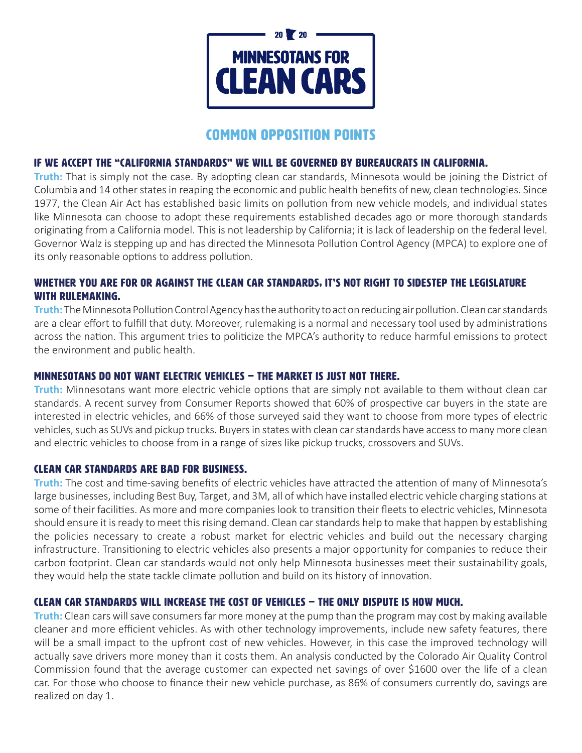# MINNESOTANS FOR CLEAN CARS

20 20

## COMMON OPPOSITION POINTS

### IF WE ACCEPT THE "CALIFORNIA STANDARDS" WE WILL BE GOVERNED BY BUREAUCRATS IN CALIFORNIA.

**Truth:** That is simply not the case. By adopting clean car standards, Minnesota would be joining the District of Columbia and 14 other states in reaping the economic and public health benefits of new, clean technologies. Since 1977, the Clean Air Act has established basic limits on pollution from new vehicle models, and individual states like Minnesota can choose to adopt these requirements established decades ago or more thorough standards originating from a California model. This is not leadership by California; it is lack of leadership on the federal level. Governor Walz is stepping up and has directed the Minnesota Pollution Control Agency (MPCA) to explore one of its only reasonable options to address pollution.

### WHETHER YOU ARE FOR OR AGAINST THE CLEAN CAR STANDARDS, IT'S NOT RIGHT TO SIDESTEP THE LEGISLATURE WITH RULEMAKING.

**Truth:** The Minnesota Pollution Control Agency has the authority to act on reducing air pollution. Clean car standards are a clear effort to fulfill that duty. Moreover, rulemaking is a normal and necessary tool used by administrations across the nation. This argument tries to politicize the MPCA's authority to reduce harmful emissions to protect the environment and public health.

### MINNESOTANS DO NOT WANT ELECTRIC VEHICLES – THE MARKET IS JUST NOT THERE.

**Truth:** Minnesotans want more electric vehicle options that are simply not available to them without clean car standards. A recent survey from Consumer Reports showed that 60% of prospective car buyers in the state are interested in electric vehicles, and 66% of those surveyed said they want to choose from more types of electric vehicles, such as SUVs and pickup trucks. Buyers in states with clean car standards have access to many more clean and electric vehicles to choose from in a range of sizes like pickup trucks, crossovers and SUVs.

### CLEAN CAR STANDARDS ARE BAD FOR BUSINESS.

**Truth:** The cost and time-saving benefits of electric vehicles have attracted the attention of many of Minnesota's large businesses, including Best Buy, Target, and 3M, all of which have installed electric vehicle charging stations at some of their facilities. As more and more companies look to transition their fleets to electric vehicles, Minnesota should ensure it is ready to meet this rising demand. Clean car standards help to make that happen by establishing the policies necessary to create a robust market for electric vehicles and build out the necessary charging infrastructure. Transitioning to electric vehicles also presents a major opportunity for companies to reduce their carbon footprint. Clean car standards would not only help Minnesota businesses meet their sustainability goals, they would help the state tackle climate pollution and build on its history of innovation.

### CLEAN CAR STANDARDS WILL INCREASE THE COST OF VEHICLES – THE ONLY DISPUTE IS HOW MUCH.

**Truth:** Clean cars will save consumers far more money at the pump than the program may cost by making available cleaner and more efficient vehicles. As with other technology improvements, include new safety features, there will be a small impact to the upfront cost of new vehicles. However, in this case the improved technology will actually save drivers more money than it costs them. An analysis conducted by the Colorado Air Quality Control Commission found that the average customer can expected net savings of over $1600 over the life of a clean car. For those who choose to finance their new vehicle purchase, as 86% of consumers currently do, savings are realized on day 1.